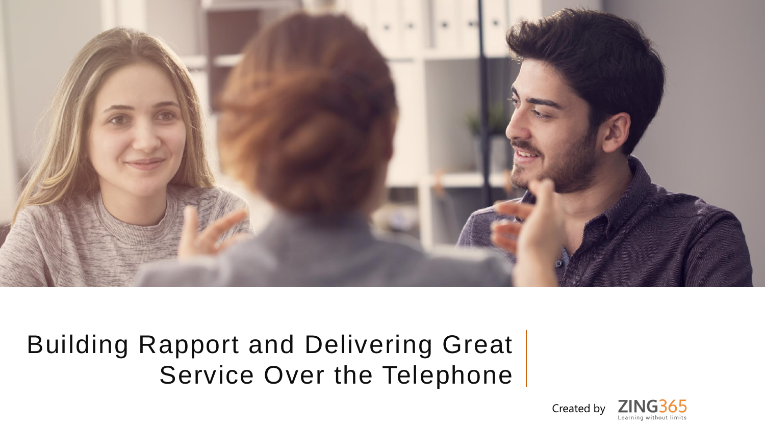# Building Rapport and Delivering Great Service Over the Telephone

Created by ZING365 Learning without limits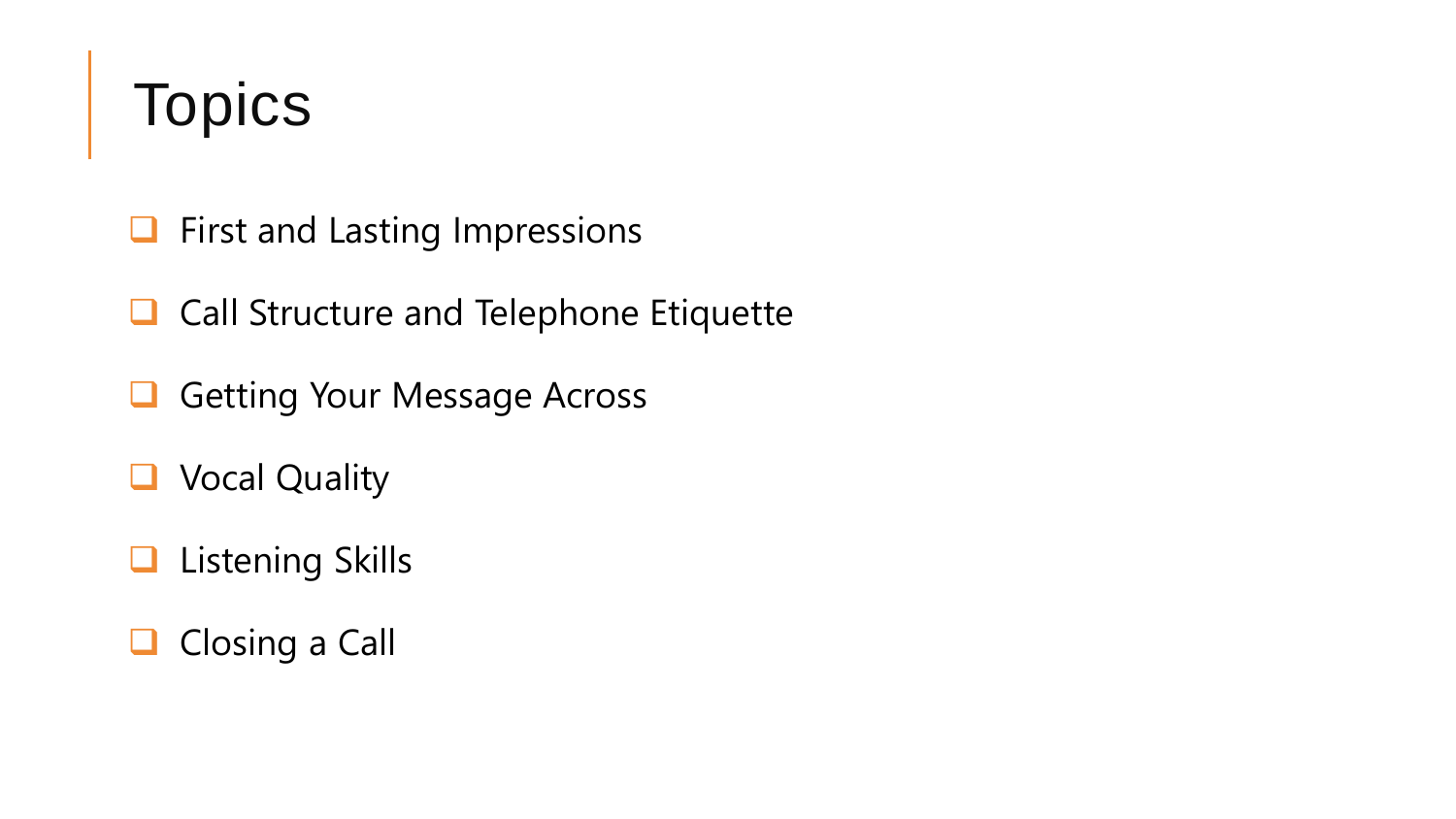# Topics

- First and Lasting Impressions
- Call Structure and Telephone Etiquette
- Getting Your Message Across
- Vocal Quality
- Listening Skills
- Closing a Call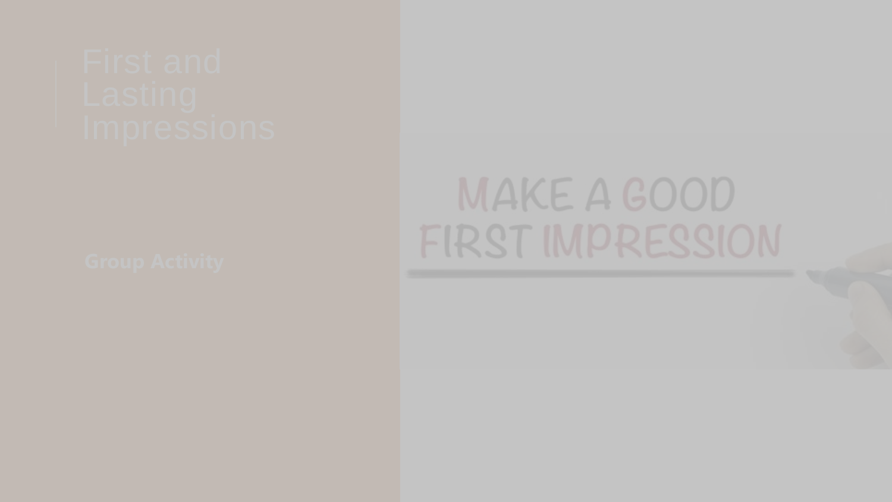# First and Lasting Impressions

**Group Activity**

MAKE A GOOD FIRST IMPRESSION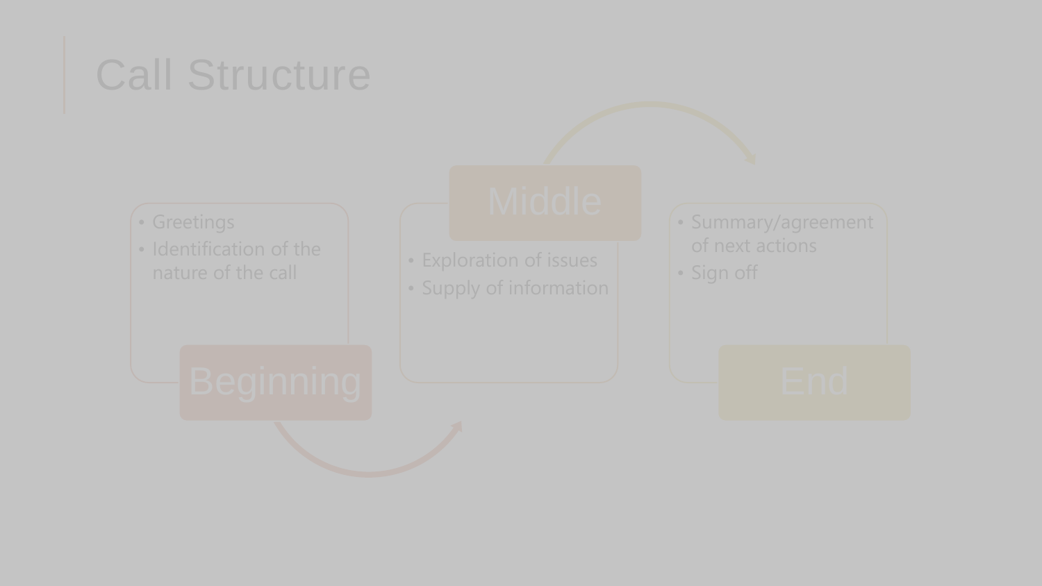# Call Structure

## Beginning

- Greetings
- Identification of the nature of the call

## Middle

- Exploration of issues
- Supply of information

## End

- Summary/agreement of next actions
- Sign off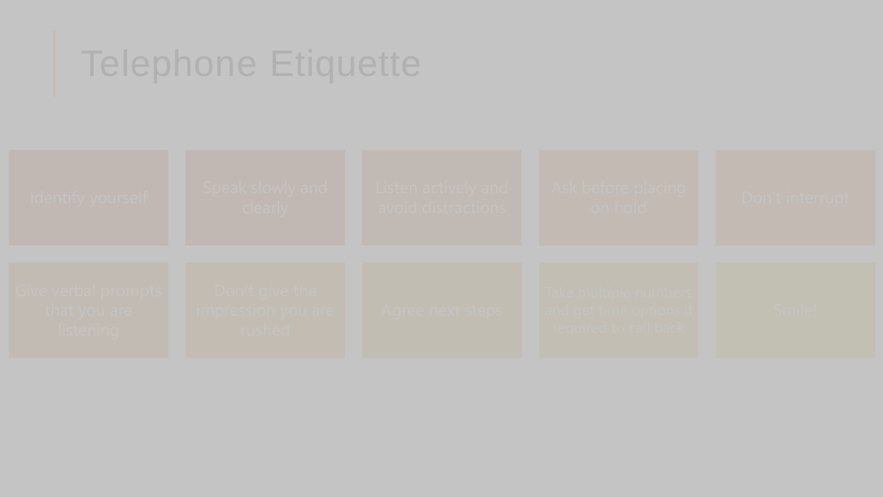# Telephone Etiquette

- Identify yourself
- Speak slowly and clearly
- Listen actively and avoid distractions
- Ask before placing on hold
- Don't interrupt
- Give verbal prompts that you are listening
- Don't give the impression you are rushed
- Agree next steps
- Take multiple numbers and get time options if required to call back
- Smile!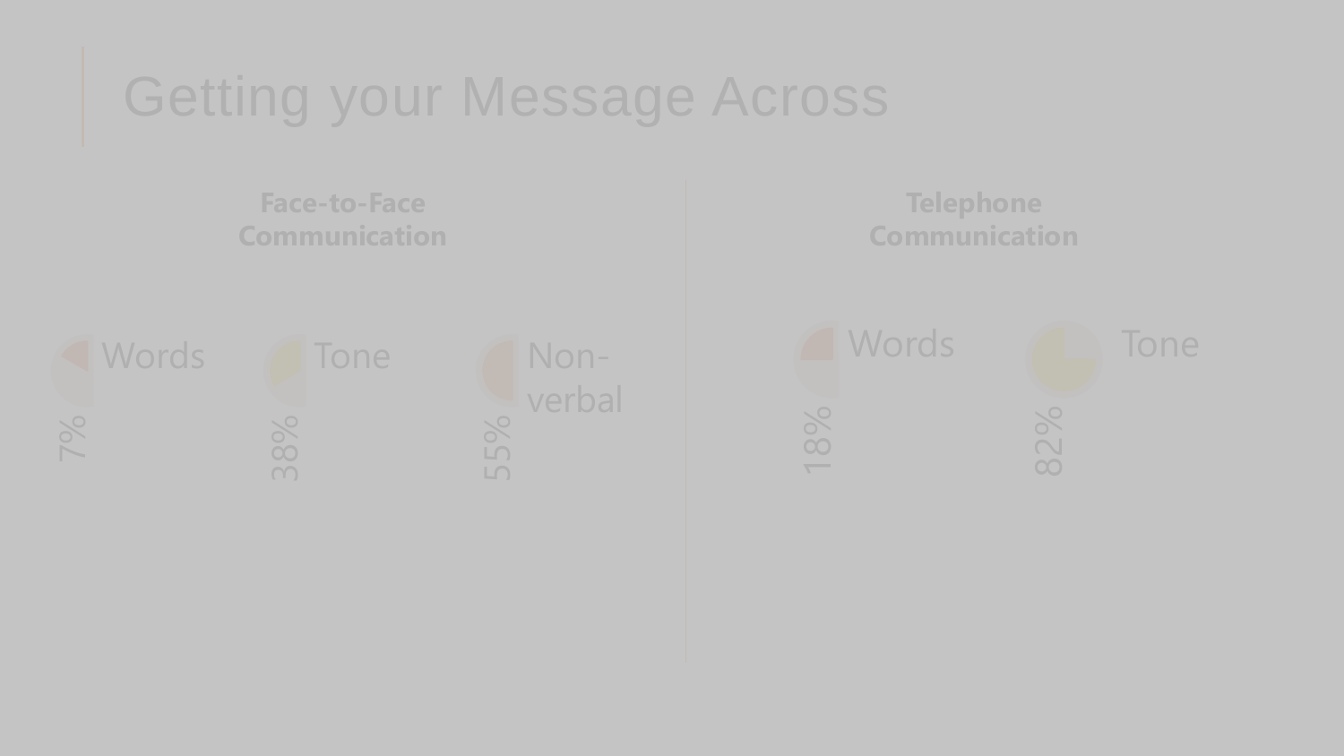# Getting your Message Across

## Face-to-Face Communication

- Words: 7%
- Tone: 38%
- Non-verbal: 55%

## Telephone Communication

- Words: 18%
- Tone: 82%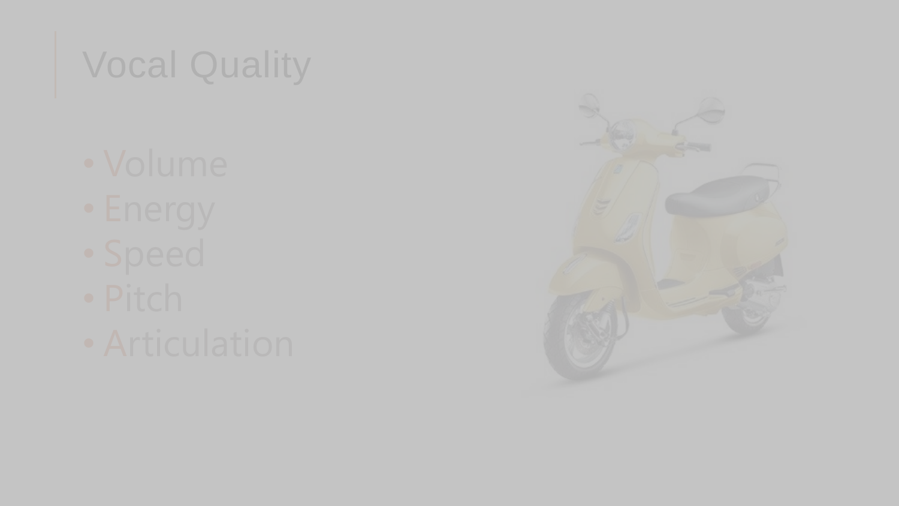# Vocal Quality

- Volume
- Energy
- Speed
- Pitch
- Articulation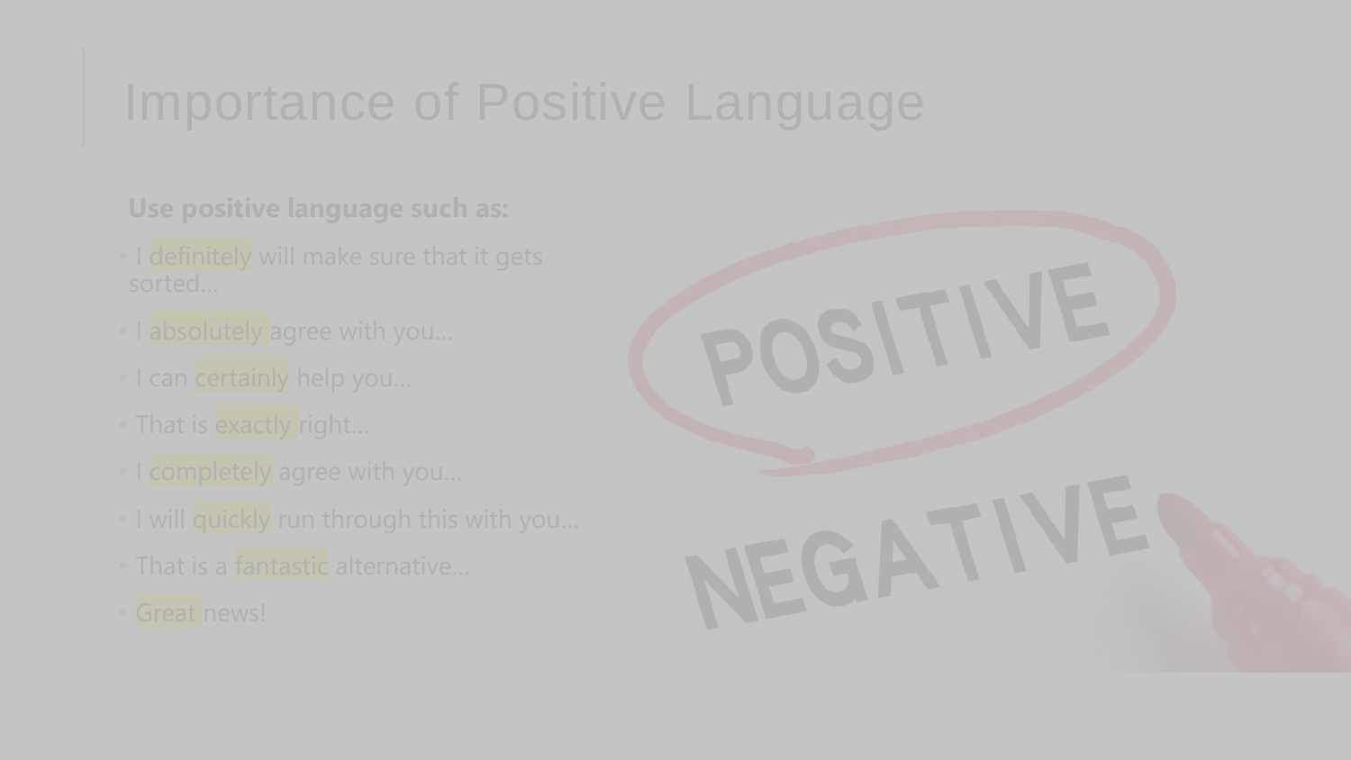# Importance of Positive Language

**Use positive language such as:**

- I definitely will make sure that it gets sorted…
- I absolutely agree with you…
- I can certainly help you…
- That is exactly right…
- I completely agree with you…
- I will quickly run through this with you…
- That is a fantastic alternative…
- Great news!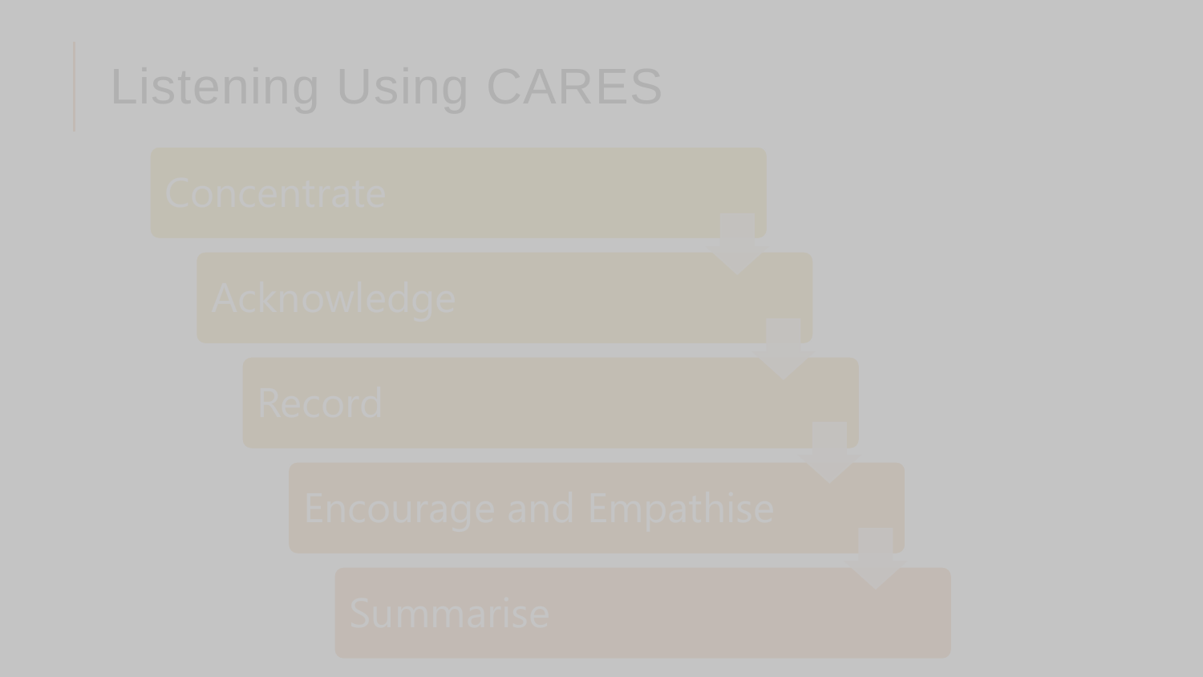# Listening Using CARES

- Concentrate
- Acknowledge
- Record
- Encourage and Empathise
- Summarise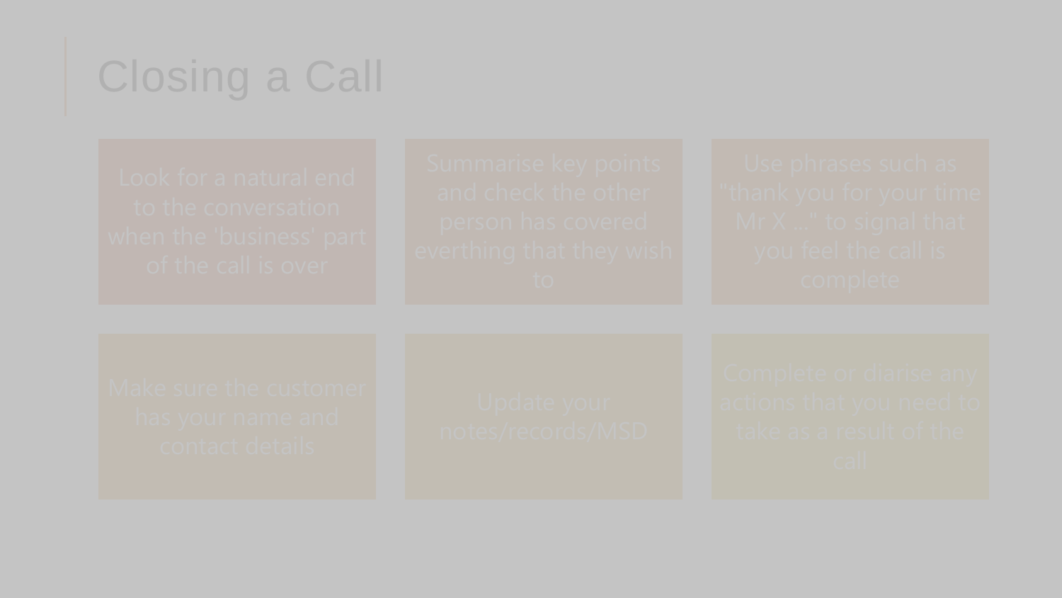# Closing a Call

- Look for a natural end to the conversation when the 'business' part of the call is over
- Summarise key points and check the other person has covered everthing that they wish to
- Use phrases such as "thank you for your time Mr X ..." to signal that you feel the call is complete
- Make sure the customer has your name and contact details
- Update your notes/records/MSD
- Complete or diarise any actions that you need to take as a result of the call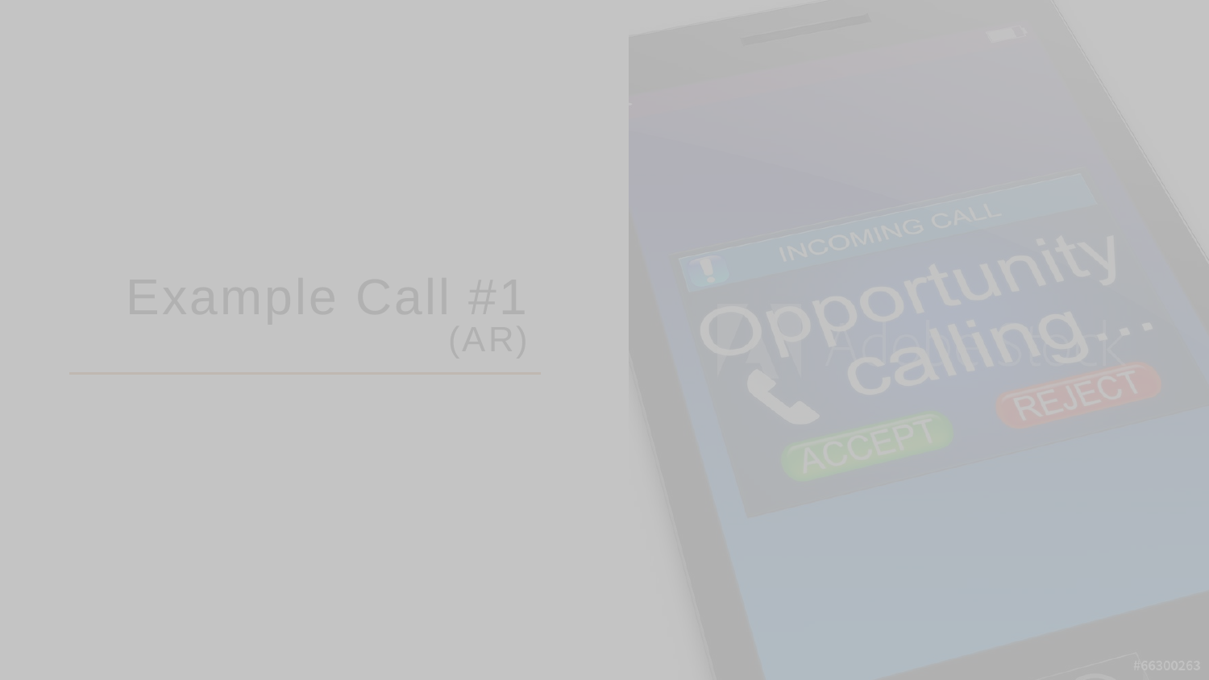# Example Call #1

(AR)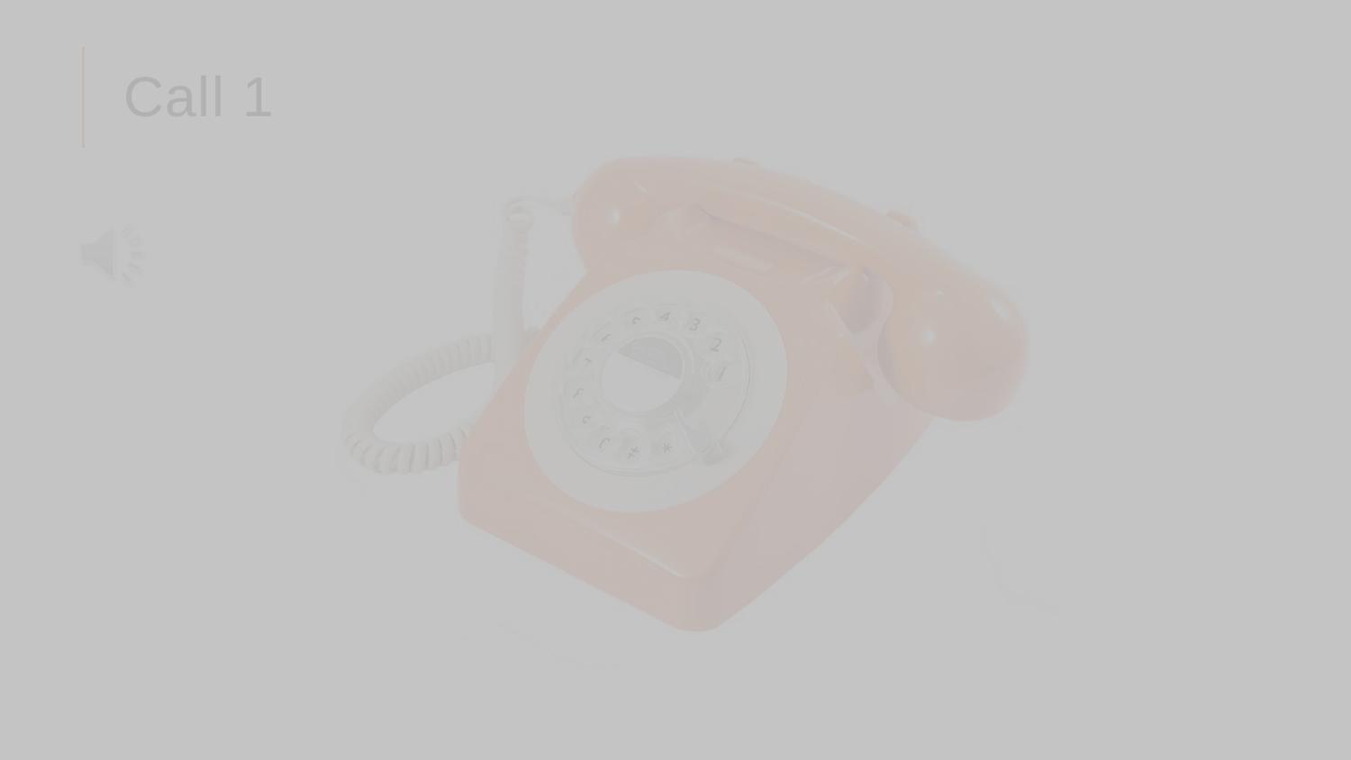# Call 1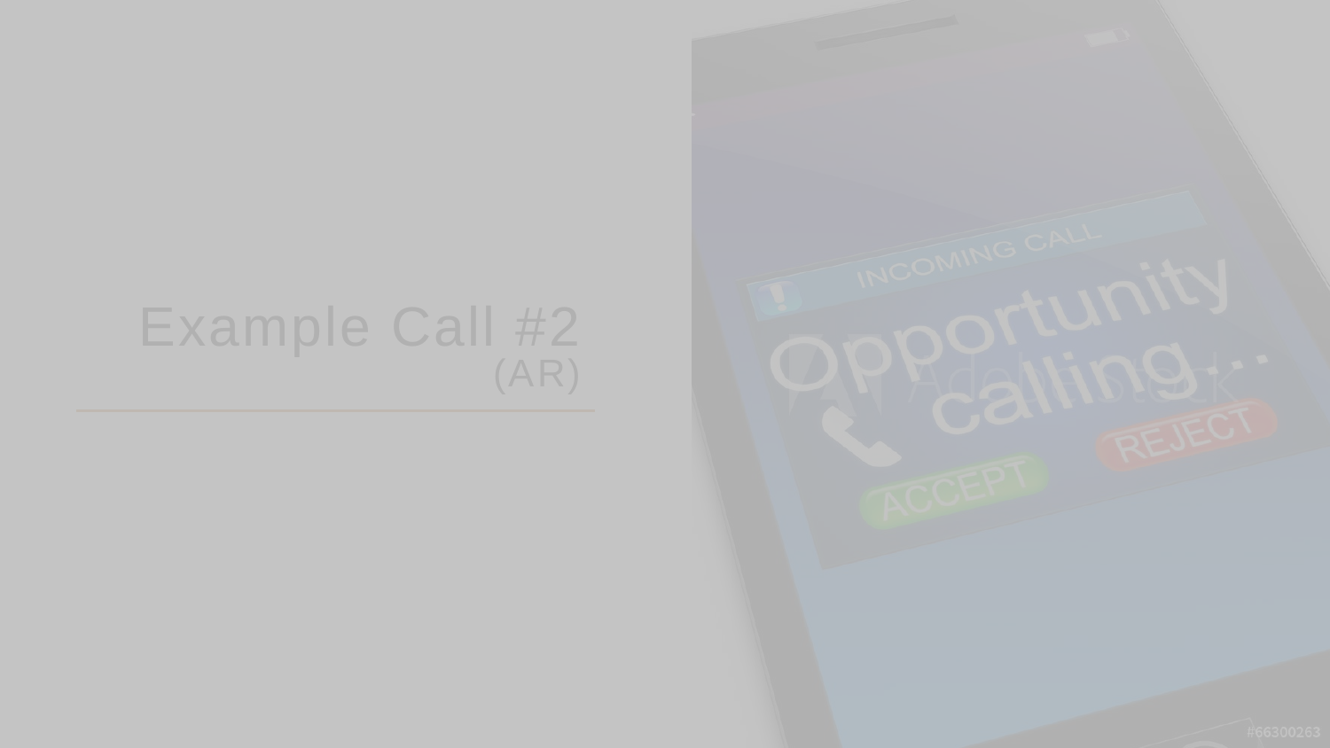# Example Call #2

(AR)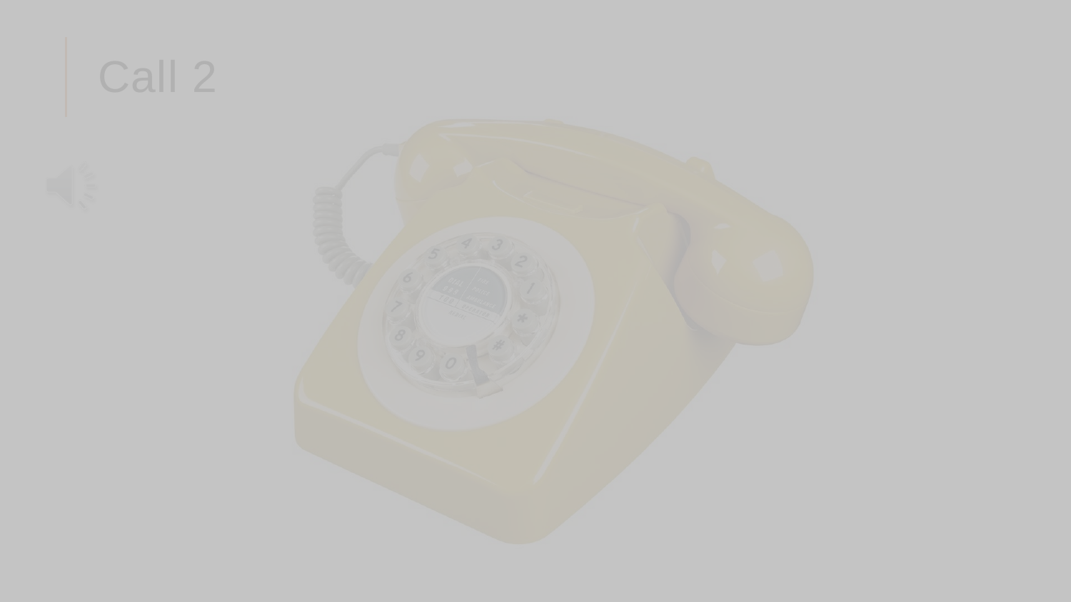# Call 2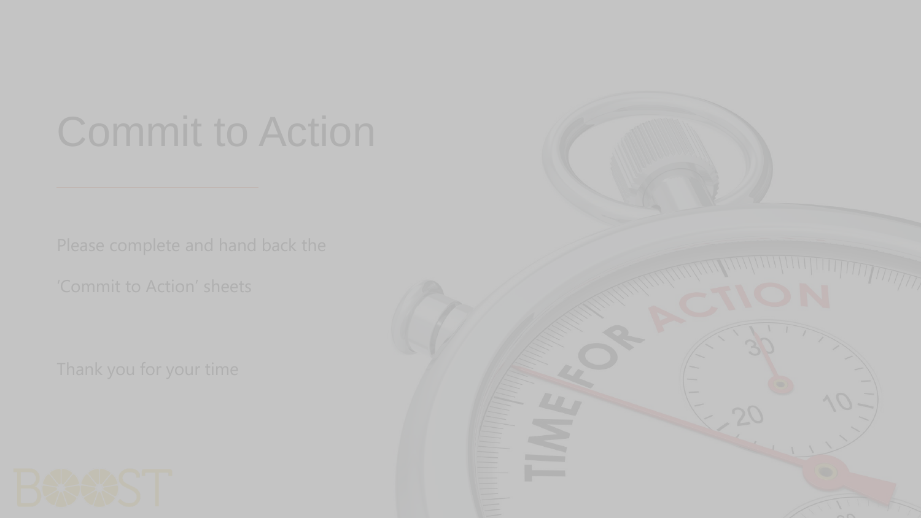# Commit to Action

Please complete and hand back the

'Commit to Action' sheets

Thank you for your time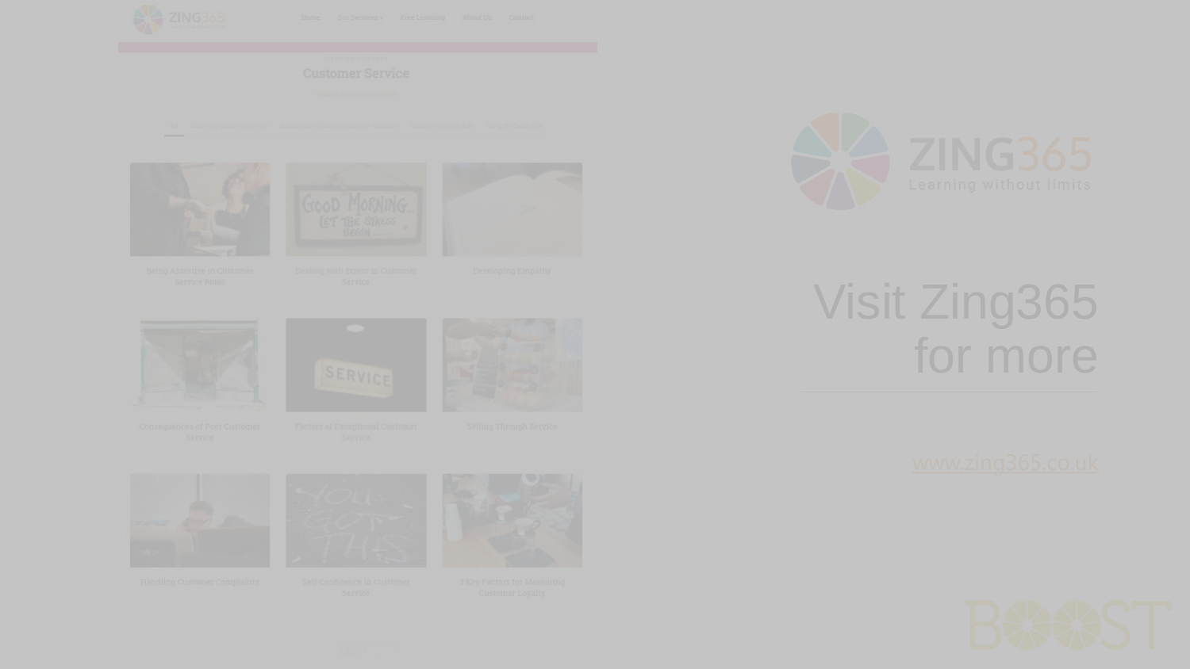ZING365

Learning without limits

# Visit Zing365 for more

www.zing365.co.uk

BOOST